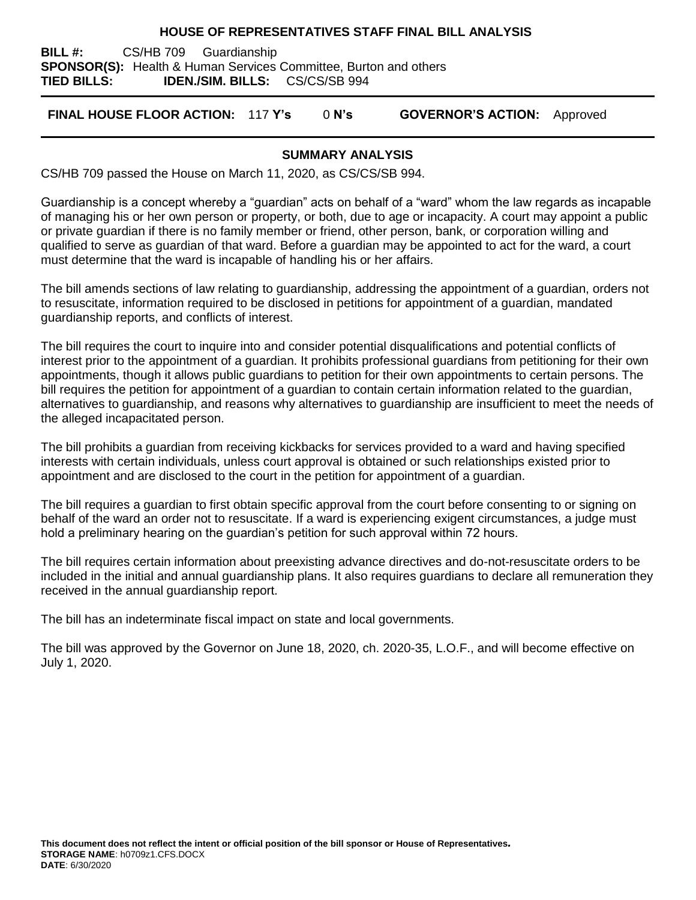# HOUSE OF REPRESENTATIVES STAFF FINAL BILL ANALYSIS

**BILL #:** CS/HB 709 Guardianship
**SPONSOR(S):** Health & Human Services Committee, Burton and others
**TIED BILLS:** **IDEN./SIM. BILLS:** CS/CS/SB 994

**FINAL HOUSE FLOOR ACTION:** 117 **Y's** 0 **N's** **GOVERNOR'S ACTION:** Approved

## SUMMARY ANALYSIS

CS/HB 709 passed the House on March 11, 2020, as CS/CS/SB 994.

Guardianship is a concept whereby a "guardian" acts on behalf of a "ward" whom the law regards as incapable of managing his or her own person or property, or both, due to age or incapacity. A court may appoint a public or private guardian if there is no family member or friend, other person, bank, or corporation willing and qualified to serve as guardian of that ward. Before a guardian may be appointed to act for the ward, a court must determine that the ward is incapable of handling his or her affairs.

The bill amends sections of law relating to guardianship, addressing the appointment of a guardian, orders not to resuscitate, information required to be disclosed in petitions for appointment of a guardian, mandated guardianship reports, and conflicts of interest.

The bill requires the court to inquire into and consider potential disqualifications and potential conflicts of interest prior to the appointment of a guardian. It prohibits professional guardians from petitioning for their own appointments, though it allows public guardians to petition for their own appointments to certain persons. The bill requires the petition for appointment of a guardian to contain certain information related to the guardian, alternatives to guardianship, and reasons why alternatives to guardianship are insufficient to meet the needs of the alleged incapacitated person.

The bill prohibits a guardian from receiving kickbacks for services provided to a ward and having specified interests with certain individuals, unless court approval is obtained or such relationships existed prior to appointment and are disclosed to the court in the petition for appointment of a guardian.

The bill requires a guardian to first obtain specific approval from the court before consenting to or signing on behalf of the ward an order not to resuscitate. If a ward is experiencing exigent circumstances, a judge must hold a preliminary hearing on the guardian's petition for such approval within 72 hours.

The bill requires certain information about preexisting advance directives and do-not-resuscitate orders to be included in the initial and annual guardianship plans. It also requires guardians to declare all remuneration they received in the annual guardianship report.

The bill has an indeterminate fiscal impact on state and local governments.

The bill was approved by the Governor on June 18, 2020, ch. 2020-35, L.O.F., and will become effective on July 1, 2020.

**This document does not reflect the intent or official position of the bill sponsor or House of Representatives.**
**STORAGE NAME**: h0709z1.CFS.DOCX
**DATE**: 6/30/2020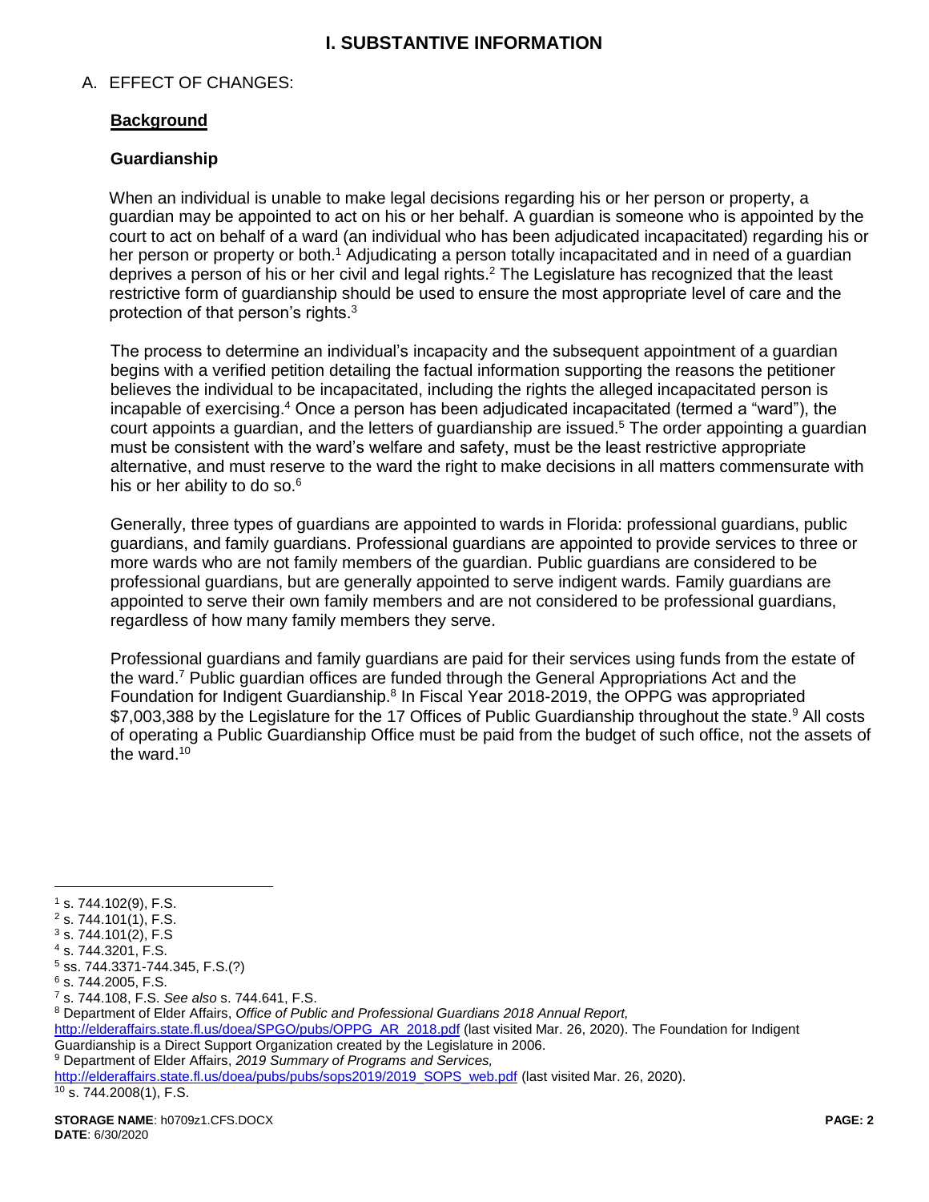# I. SUBSTANTIVE INFORMATION

## A. EFFECT OF CHANGES:

### Background

#### Guardianship

When an individual is unable to make legal decisions regarding his or her person or property, a guardian may be appointed to act on his or her behalf. A guardian is someone who is appointed by the court to act on behalf of a ward (an individual who has been adjudicated incapacitated) regarding his or her person or property or both.[1] Adjudicating a person totally incapacitated and in need of a guardian deprives a person of his or her civil and legal rights.[2] The Legislature has recognized that the least restrictive form of guardianship should be used to ensure the most appropriate level of care and the protection of that person's rights.[3]

The process to determine an individual's incapacity and the subsequent appointment of a guardian begins with a verified petition detailing the factual information supporting the reasons the petitioner believes the individual to be incapacitated, including the rights the alleged incapacitated person is incapable of exercising.[4] Once a person has been adjudicated incapacitated (termed a "ward"), the court appoints a guardian, and the letters of guardianship are issued.[5] The order appointing a guardian must be consistent with the ward's welfare and safety, must be the least restrictive appropriate alternative, and must reserve to the ward the right to make decisions in all matters commensurate with his or her ability to do so.[6]

Generally, three types of guardians are appointed to wards in Florida: professional guardians, public guardians, and family guardians. Professional guardians are appointed to provide services to three or more wards who are not family members of the guardian. Public guardians are considered to be professional guardians, but are generally appointed to serve indigent wards. Family guardians are appointed to serve their own family members and are not considered to be professional guardians, regardless of how many family members they serve.

Professional guardians and family guardians are paid for their services using funds from the estate of the ward.[7] Public guardian offices are funded through the General Appropriations Act and the Foundation for Indigent Guardianship.[8] In Fiscal Year 2018-2019, the OPPG was appropriated $7,003,388 by the Legislature for the 17 Offices of Public Guardianship throughout the state.[9] All costs of operating a Public Guardianship Office must be paid from the budget of such office, not the assets of the ward.[10]

---

[1] s. 744.102(9), F.S.
[2] s. 744.101(1), F.S.
[3] s. 744.101(2), F.S
[4] s. 744.3201, F.S.
[5] ss. 744.3371-744.345, F.S.(?)
[6] s. 744.2005, F.S.
[7] s. 744.108, F.S. *See also* s. 744.641, F.S.
[8] Department of Elder Affairs, *Office of Public and Professional Guardians 2018 Annual Report,* http://elderaffairs.state.fl.us/doea/SPGO/pubs/OPPG_AR_2018.pdf (last visited Mar. 26, 2020). The Foundation for Indigent Guardianship is a Direct Support Organization created by the Legislature in 2006.
[9] Department of Elder Affairs, *2019 Summary of Programs and Services,* http://elderaffairs.state.fl.us/doea/pubs/pubs/sops2019/2019_SOPS_web.pdf (last visited Mar. 26, 2020).
[10] s. 744.2008(1), F.S.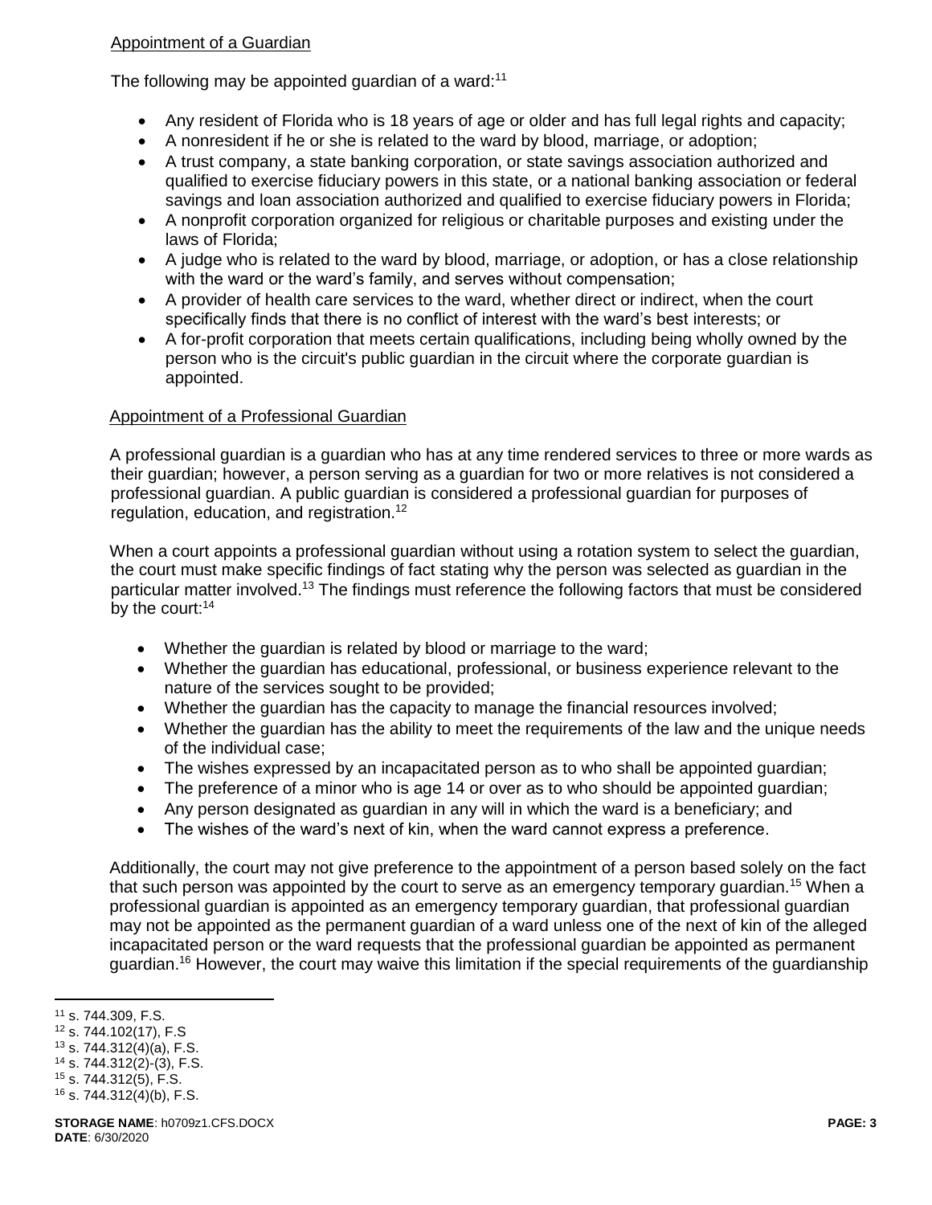Appointment of a Guardian

The following may be appointed guardian of a ward:[11]

- Any resident of Florida who is 18 years of age or older and has full legal rights and capacity;
- A nonresident if he or she is related to the ward by blood, marriage, or adoption;
- A trust company, a state banking corporation, or state savings association authorized and qualified to exercise fiduciary powers in this state, or a national banking association or federal savings and loan association authorized and qualified to exercise fiduciary powers in Florida;
- A nonprofit corporation organized for religious or charitable purposes and existing under the laws of Florida;
- A judge who is related to the ward by blood, marriage, or adoption, or has a close relationship with the ward or the ward's family, and serves without compensation;
- A provider of health care services to the ward, whether direct or indirect, when the court specifically finds that there is no conflict of interest with the ward's best interests; or
- A for-profit corporation that meets certain qualifications, including being wholly owned by the person who is the circuit's public guardian in the circuit where the corporate guardian is appointed.

Appointment of a Professional Guardian

A professional guardian is a guardian who has at any time rendered services to three or more wards as their guardian; however, a person serving as a guardian for two or more relatives is not considered a professional guardian. A public guardian is considered a professional guardian for purposes of regulation, education, and registration.[12]

When a court appoints a professional guardian without using a rotation system to select the guardian, the court must make specific findings of fact stating why the person was selected as guardian in the particular matter involved.[13] The findings must reference the following factors that must be considered by the court:[14]

- Whether the guardian is related by blood or marriage to the ward;
- Whether the guardian has educational, professional, or business experience relevant to the nature of the services sought to be provided;
- Whether the guardian has the capacity to manage the financial resources involved;
- Whether the guardian has the ability to meet the requirements of the law and the unique needs of the individual case;
- The wishes expressed by an incapacitated person as to who shall be appointed guardian;
- The preference of a minor who is age 14 or over as to who should be appointed guardian;
- Any person designated as guardian in any will in which the ward is a beneficiary; and
- The wishes of the ward's next of kin, when the ward cannot express a preference.

Additionally, the court may not give preference to the appointment of a person based solely on the fact that such person was appointed by the court to serve as an emergency temporary guardian.[15] When a professional guardian is appointed as an emergency temporary guardian, that professional guardian may not be appointed as the permanent guardian of a ward unless one of the next of kin of the alleged incapacitated person or the ward requests that the professional guardian be appointed as permanent guardian.[16] However, the court may waive this limitation if the special requirements of the guardianship

---

[11] s. 744.309, F.S.
[12] s. 744.102(17), F.S
[13] s. 744.312(4)(a), F.S.
[14] s. 744.312(2)-(3), F.S.
[15] s. 744.312(5), F.S.
[16] s. 744.312(4)(b), F.S.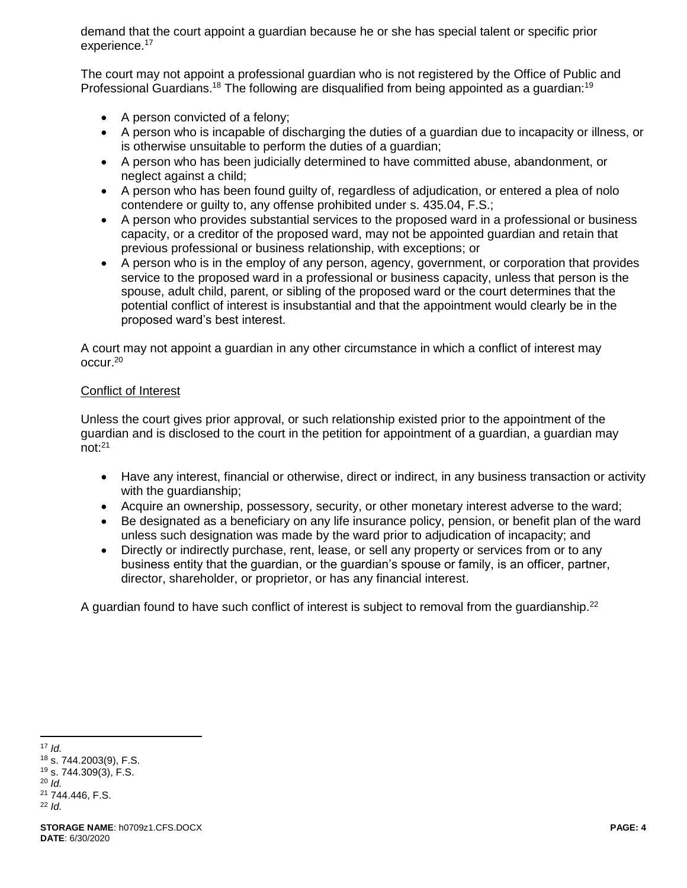demand that the court appoint a guardian because he or she has special talent or specific prior experience.[17]

The court may not appoint a professional guardian who is not registered by the Office of Public and Professional Guardians.[18] The following are disqualified from being appointed as a guardian:[19]

- A person convicted of a felony;
- A person who is incapable of discharging the duties of a guardian due to incapacity or illness, or is otherwise unsuitable to perform the duties of a guardian;
- A person who has been judicially determined to have committed abuse, abandonment, or neglect against a child;
- A person who has been found guilty of, regardless of adjudication, or entered a plea of nolo contendere or guilty to, any offense prohibited under s. 435.04, F.S.;
- A person who provides substantial services to the proposed ward in a professional or business capacity, or a creditor of the proposed ward, may not be appointed guardian and retain that previous professional or business relationship, with exceptions; or
- A person who is in the employ of any person, agency, government, or corporation that provides service to the proposed ward in a professional or business capacity, unless that person is the spouse, adult child, parent, or sibling of the proposed ward or the court determines that the potential conflict of interest is insubstantial and that the appointment would clearly be in the proposed ward's best interest.

A court may not appoint a guardian in any other circumstance in which a conflict of interest may occur.[20]

<u>Conflict of Interest</u>

Unless the court gives prior approval, or such relationship existed prior to the appointment of the guardian and is disclosed to the court in the petition for appointment of a guardian, a guardian may not:[21]

- Have any interest, financial or otherwise, direct or indirect, in any business transaction or activity with the guardianship;
- Acquire an ownership, possessory, security, or other monetary interest adverse to the ward;
- Be designated as a beneficiary on any life insurance policy, pension, or benefit plan of the ward unless such designation was made by the ward prior to adjudication of incapacity; and
- Directly or indirectly purchase, rent, lease, or sell any property or services from or to any business entity that the guardian, or the guardian's spouse or family, is an officer, partner, director, shareholder, or proprietor, or has any financial interest.

A guardian found to have such conflict of interest is subject to removal from the guardianship.[22]

---

[17] *Id.*
[18] s. 744.2003(9), F.S.
[19] s. 744.309(3), F.S.
[20] *Id.*
[21] 744.446, F.S.
[22] *Id.*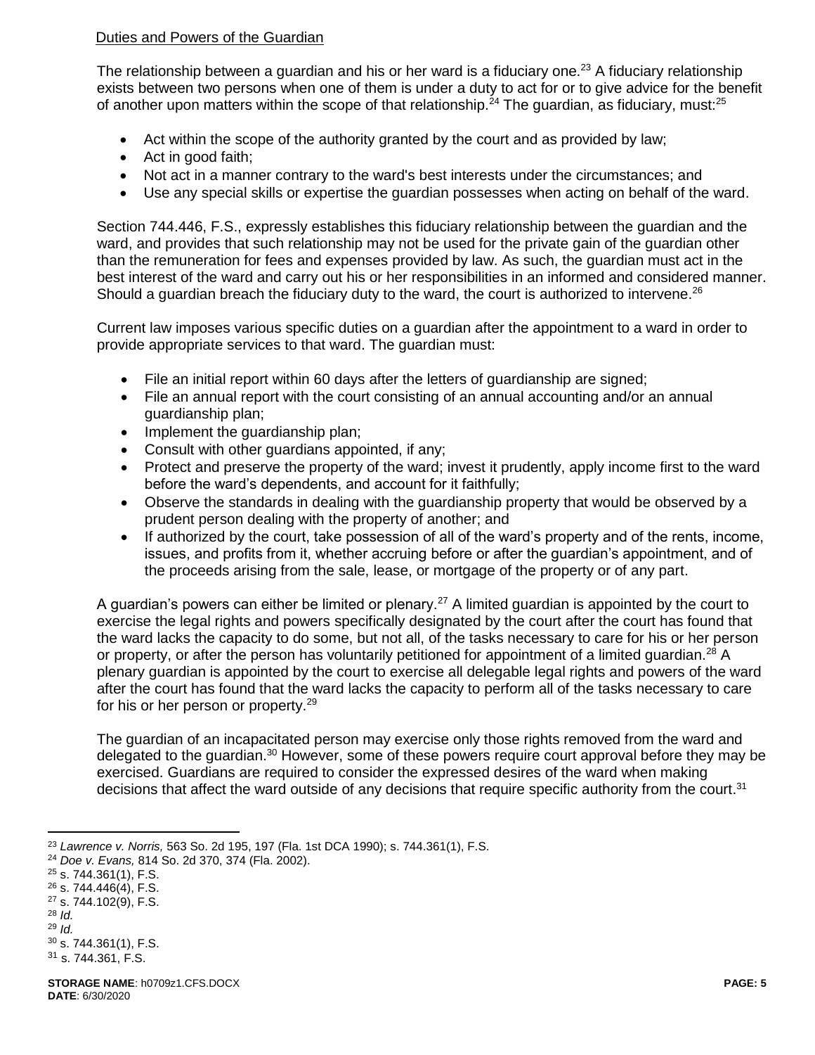Duties and Powers of the Guardian

The relationship between a guardian and his or her ward is a fiduciary one.[23] A fiduciary relationship exists between two persons when one of them is under a duty to act for or to give advice for the benefit of another upon matters within the scope of that relationship.[24] The guardian, as fiduciary, must:[25]

- Act within the scope of the authority granted by the court and as provided by law;
- Act in good faith;
- Not act in a manner contrary to the ward's best interests under the circumstances; and
- Use any special skills or expertise the guardian possesses when acting on behalf of the ward.

Section 744.446, F.S., expressly establishes this fiduciary relationship between the guardian and the ward, and provides that such relationship may not be used for the private gain of the guardian other than the remuneration for fees and expenses provided by law. As such, the guardian must act in the best interest of the ward and carry out his or her responsibilities in an informed and considered manner. Should a guardian breach the fiduciary duty to the ward, the court is authorized to intervene.[26]

Current law imposes various specific duties on a guardian after the appointment to a ward in order to provide appropriate services to that ward. The guardian must:

- File an initial report within 60 days after the letters of guardianship are signed;
- File an annual report with the court consisting of an annual accounting and/or an annual guardianship plan;
- Implement the guardianship plan;
- Consult with other guardians appointed, if any;
- Protect and preserve the property of the ward; invest it prudently, apply income first to the ward before the ward's dependents, and account for it faithfully;
- Observe the standards in dealing with the guardianship property that would be observed by a prudent person dealing with the property of another; and
- If authorized by the court, take possession of all of the ward's property and of the rents, income, issues, and profits from it, whether accruing before or after the guardian's appointment, and of the proceeds arising from the sale, lease, or mortgage of the property or of any part.

A guardian's powers can either be limited or plenary.[27] A limited guardian is appointed by the court to exercise the legal rights and powers specifically designated by the court after the court has found that the ward lacks the capacity to do some, but not all, of the tasks necessary to care for his or her person or property, or after the person has voluntarily petitioned for appointment of a limited guardian.[28] A plenary guardian is appointed by the court to exercise all delegable legal rights and powers of the ward after the court has found that the ward lacks the capacity to perform all of the tasks necessary to care for his or her person or property.[29]

The guardian of an incapacitated person may exercise only those rights removed from the ward and delegated to the guardian.[30] However, some of these powers require court approval before they may be exercised. Guardians are required to consider the expressed desires of the ward when making decisions that affect the ward outside of any decisions that require specific authority from the court.[31]

---

[23] *Lawrence v. Norris,* 563 So. 2d 195, 197 (Fla. 1st DCA 1990); s. 744.361(1), F.S.
[24] *Doe v. Evans,* 814 So. 2d 370, 374 (Fla. 2002).
[25] s. 744.361(1), F.S.
[26] s. 744.446(4), F.S.
[27] s. 744.102(9), F.S.
[28] *Id.*
[29] *Id.*
[30] s. 744.361(1), F.S.
[31] s. 744.361, F.S.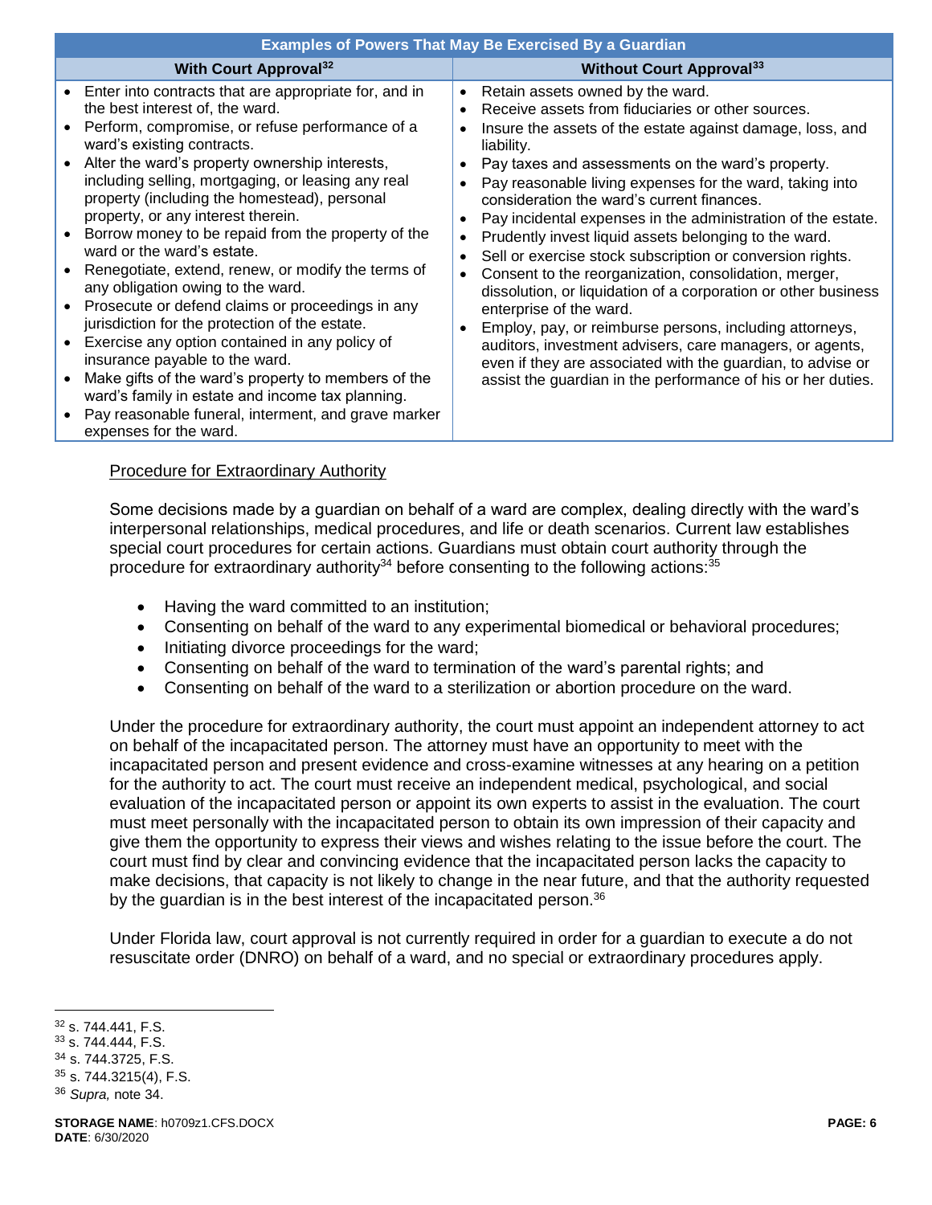| Examples of Powers That May Be Exercised By a Guardian | |
|---|---|
| **With Court Approval**[32] | **Without Court Approval**[33] |
| • Enter into contracts that are appropriate for, and in the best interest of, the ward.<br>• Perform, compromise, or refuse performance of a ward's existing contracts.<br>• Alter the ward's property ownership interests, including selling, mortgaging, or leasing any real property (including the homestead), personal property, or any interest therein.<br>• Borrow money to be repaid from the property of the ward or the ward's estate.<br>• Renegotiate, extend, renew, or modify the terms of any obligation owing to the ward.<br>• Prosecute or defend claims or proceedings in any jurisdiction for the protection of the estate.<br>• Exercise any option contained in any policy of insurance payable to the ward.<br>• Make gifts of the ward's property to members of the ward's family in estate and income tax planning.<br>• Pay reasonable funeral, interment, and grave marker expenses for the ward. | • Retain assets owned by the ward.<br>• Receive assets from fiduciaries or other sources.<br>• Insure the assets of the estate against damage, loss, and liability.<br>• Pay taxes and assessments on the ward's property.<br>• Pay reasonable living expenses for the ward, taking into consideration the ward's current finances.<br>• Pay incidental expenses in the administration of the estate.<br>• Prudently invest liquid assets belonging to the ward.<br>• Sell or exercise stock subscription or conversion rights.<br>• Consent to the reorganization, consolidation, merger, dissolution, or liquidation of a corporation or other business enterprise of the ward.<br>• Employ, pay, or reimburse persons, including attorneys, auditors, investment advisers, care managers, or agents, even if they are associated with the guardian, to advise or assist the guardian in the performance of his or her duties. |

Procedure for Extraordinary Authority

Some decisions made by a guardian on behalf of a ward are complex, dealing directly with the ward's interpersonal relationships, medical procedures, and life or death scenarios. Current law establishes special court procedures for certain actions. Guardians must obtain court authority through the procedure for extraordinary authority[34] before consenting to the following actions:[35]

- Having the ward committed to an institution;
- Consenting on behalf of the ward to any experimental biomedical or behavioral procedures;
- Initiating divorce proceedings for the ward;
- Consenting on behalf of the ward to termination of the ward's parental rights; and
- Consenting on behalf of the ward to a sterilization or abortion procedure on the ward.

Under the procedure for extraordinary authority, the court must appoint an independent attorney to act on behalf of the incapacitated person. The attorney must have an opportunity to meet with the incapacitated person and present evidence and cross-examine witnesses at any hearing on a petition for the authority to act. The court must receive an independent medical, psychological, and social evaluation of the incapacitated person or appoint its own experts to assist in the evaluation. The court must meet personally with the incapacitated person to obtain its own impression of their capacity and give them the opportunity to express their views and wishes relating to the issue before the court. The court must find by clear and convincing evidence that the incapacitated person lacks the capacity to make decisions, that capacity is not likely to change in the near future, and that the authority requested by the guardian is in the best interest of the incapacitated person.[36]

Under Florida law, court approval is not currently required in order for a guardian to execute a do not resuscitate order (DNRO) on behalf of a ward, and no special or extraordinary procedures apply.

---

[32] s. 744.441, F.S.
[33] s. 744.444, F.S.
[34] s. 744.3725, F.S.
[35] s. 744.3215(4), F.S.
[36] *Supra,* note 34.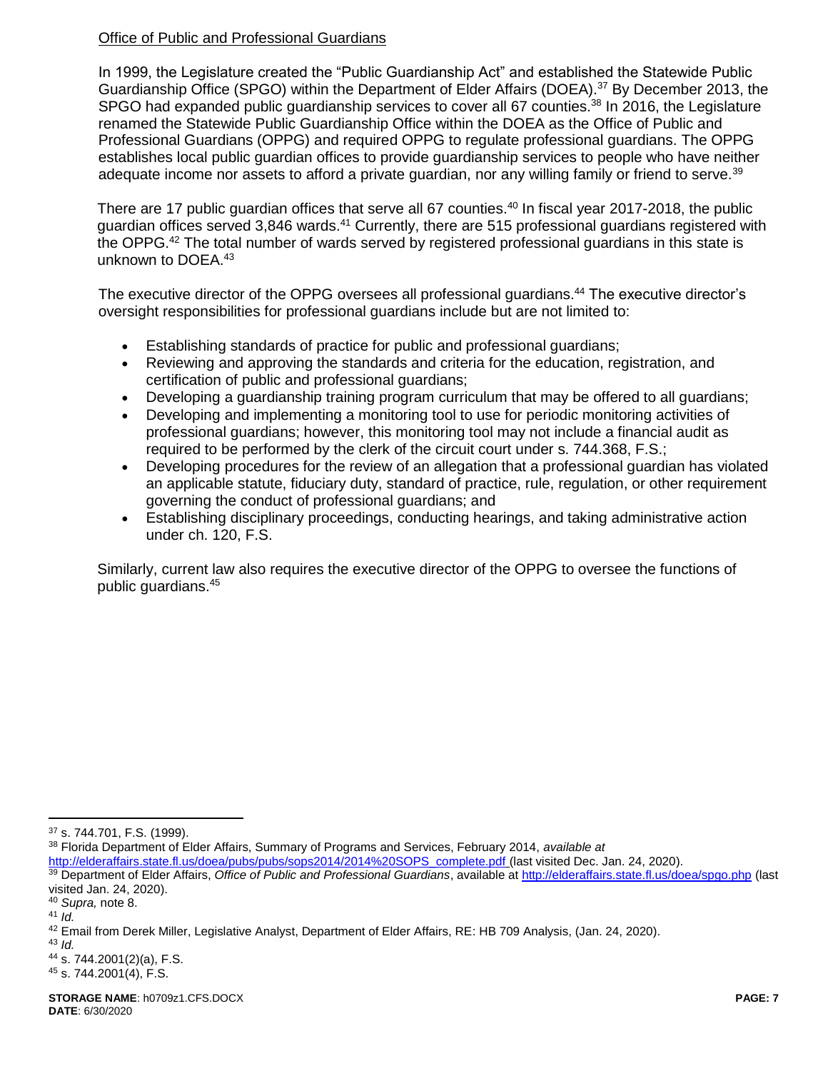Office of Public and Professional Guardians

In 1999, the Legislature created the "Public Guardianship Act" and established the Statewide Public Guardianship Office (SPGO) within the Department of Elder Affairs (DOEA).[37] By December 2013, the SPGO had expanded public guardianship services to cover all 67 counties.[38] In 2016, the Legislature renamed the Statewide Public Guardianship Office within the DOEA as the Office of Public and Professional Guardians (OPPG) and required OPPG to regulate professional guardians. The OPPG establishes local public guardian offices to provide guardianship services to people who have neither adequate income nor assets to afford a private guardian, nor any willing family or friend to serve.[39]

There are 17 public guardian offices that serve all 67 counties.[40] In fiscal year 2017-2018, the public guardian offices served 3,846 wards.[41] Currently, there are 515 professional guardians registered with the OPPG.[42] The total number of wards served by registered professional guardians in this state is unknown to DOEA.[43]

The executive director of the OPPG oversees all professional guardians.[44] The executive director's oversight responsibilities for professional guardians include but are not limited to:

- Establishing standards of practice for public and professional guardians;
- Reviewing and approving the standards and criteria for the education, registration, and certification of public and professional guardians;
- Developing a guardianship training program curriculum that may be offered to all guardians;
- Developing and implementing a monitoring tool to use for periodic monitoring activities of professional guardians; however, this monitoring tool may not include a financial audit as required to be performed by the clerk of the circuit court under s. 744.368, F.S.;
- Developing procedures for the review of an allegation that a professional guardian has violated an applicable statute, fiduciary duty, standard of practice, rule, regulation, or other requirement governing the conduct of professional guardians; and
- Establishing disciplinary proceedings, conducting hearings, and taking administrative action under ch. 120, F.S.

Similarly, current law also requires the executive director of the OPPG to oversee the functions of public guardians.[45]

---

[37] s. 744.701, F.S. (1999).

[38] Florida Department of Elder Affairs, Summary of Programs and Services, February 2014, *available at* http://elderaffairs.state.fl.us/doea/pubs/pubs/sops2014/2014%20SOPS_complete.pdf (last visited Dec. Jan. 24, 2020).

[39] Department of Elder Affairs, *Office of Public and Professional Guardians*, available at http://elderaffairs.state.fl.us/doea/spgo.php (last visited Jan. 24, 2020).

[40] *Supra,* note 8.

[41] *Id.*

[42] Email from Derek Miller, Legislative Analyst, Department of Elder Affairs, RE: HB 709 Analysis, (Jan. 24, 2020).

[43] *Id.*

[44] s. 744.2001(2)(a), F.S.

[45] s. 744.2001(4), F.S.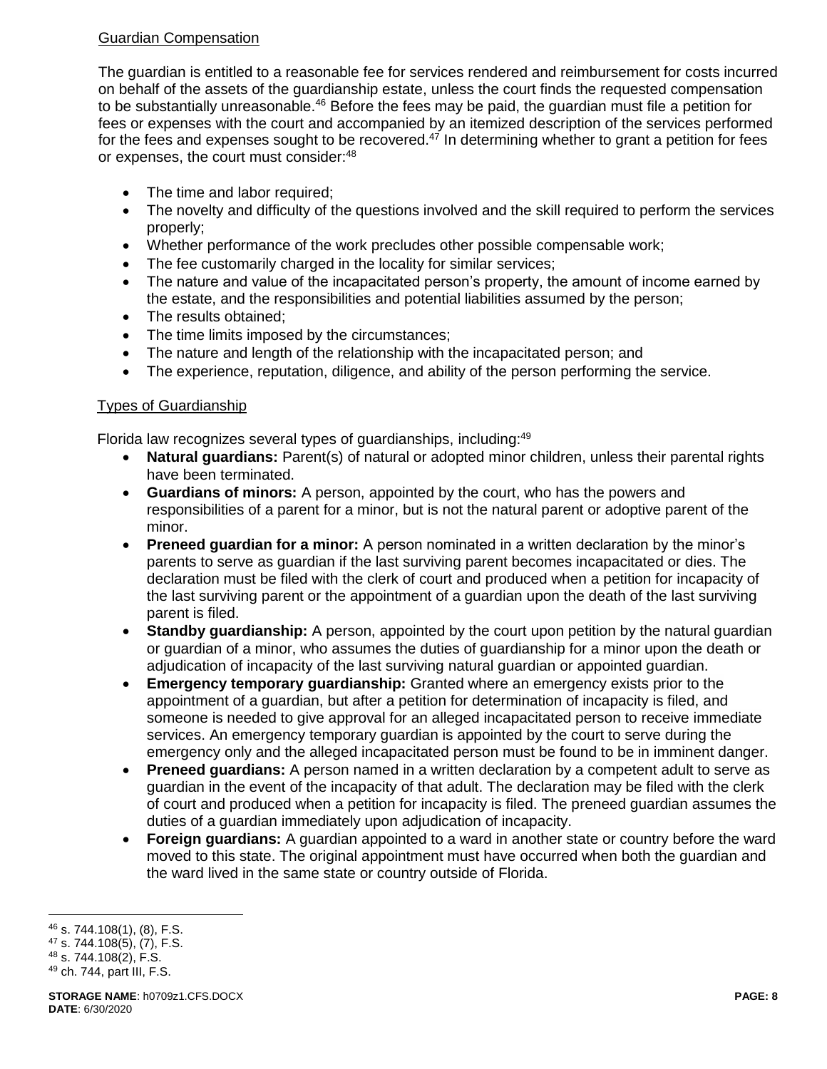### Guardian Compensation

The guardian is entitled to a reasonable fee for services rendered and reimbursement for costs incurred on behalf of the assets of the guardianship estate, unless the court finds the requested compensation to be substantially unreasonable.[46] Before the fees may be paid, the guardian must file a petition for fees or expenses with the court and accompanied by an itemized description of the services performed for the fees and expenses sought to be recovered.[47] In determining whether to grant a petition for fees or expenses, the court must consider:[48]

- The time and labor required;
- The novelty and difficulty of the questions involved and the skill required to perform the services properly;
- Whether performance of the work precludes other possible compensable work;
- The fee customarily charged in the locality for similar services;
- The nature and value of the incapacitated person's property, the amount of income earned by the estate, and the responsibilities and potential liabilities assumed by the person;
- The results obtained;
- The time limits imposed by the circumstances;
- The nature and length of the relationship with the incapacitated person; and
- The experience, reputation, diligence, and ability of the person performing the service.

### Types of Guardianship

Florida law recognizes several types of guardianships, including:[49]

- **Natural guardians:** Parent(s) of natural or adopted minor children, unless their parental rights have been terminated.
- **Guardians of minors:** A person, appointed by the court, who has the powers and responsibilities of a parent for a minor, but is not the natural parent or adoptive parent of the minor.
- **Preneed guardian for a minor:** A person nominated in a written declaration by the minor's parents to serve as guardian if the last surviving parent becomes incapacitated or dies. The declaration must be filed with the clerk of court and produced when a petition for incapacity of the last surviving parent or the appointment of a guardian upon the death of the last surviving parent is filed.
- **Standby guardianship:** A person, appointed by the court upon petition by the natural guardian or guardian of a minor, who assumes the duties of guardianship for a minor upon the death or adjudication of incapacity of the last surviving natural guardian or appointed guardian.
- **Emergency temporary guardianship:** Granted where an emergency exists prior to the appointment of a guardian, but after a petition for determination of incapacity is filed, and someone is needed to give approval for an alleged incapacitated person to receive immediate services. An emergency temporary guardian is appointed by the court to serve during the emergency only and the alleged incapacitated person must be found to be in imminent danger.
- **Preneed guardians:** A person named in a written declaration by a competent adult to serve as guardian in the event of the incapacity of that adult. The declaration may be filed with the clerk of court and produced when a petition for incapacity is filed. The preneed guardian assumes the duties of a guardian immediately upon adjudication of incapacity.
- **Foreign guardians:** A guardian appointed to a ward in another state or country before the ward moved to this state. The original appointment must have occurred when both the guardian and the ward lived in the same state or country outside of Florida.

---

[46] s. 744.108(1), (8), F.S.
[47] s. 744.108(5), (7), F.S.
[48] s. 744.108(2), F.S.
[49] ch. 744, part III, F.S.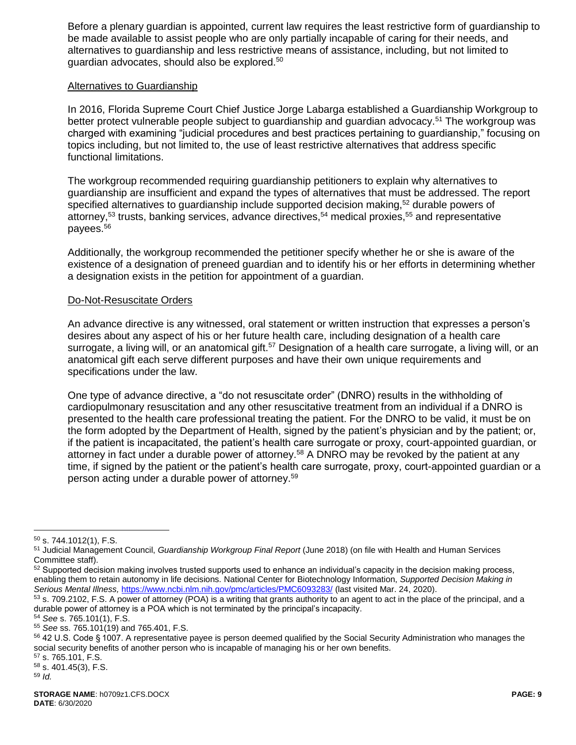Before a plenary guardian is appointed, current law requires the least restrictive form of guardianship to be made available to assist people who are only partially incapable of caring for their needs, and alternatives to guardianship and less restrictive means of assistance, including, but not limited to guardian advocates, should also be explored.[50]

<u>Alternatives to Guardianship</u>

In 2016, Florida Supreme Court Chief Justice Jorge Labarga established a Guardianship Workgroup to better protect vulnerable people subject to guardianship and guardian advocacy.[51] The workgroup was charged with examining "judicial procedures and best practices pertaining to guardianship," focusing on topics including, but not limited to, the use of least restrictive alternatives that address specific functional limitations.

The workgroup recommended requiring guardianship petitioners to explain why alternatives to guardianship are insufficient and expand the types of alternatives that must be addressed. The report specified alternatives to guardianship include supported decision making,[52] durable powers of attorney,[53] trusts, banking services, advance directives,[54] medical proxies,[55] and representative payees.[56]

Additionally, the workgroup recommended the petitioner specify whether he or she is aware of the existence of a designation of preneed guardian and to identify his or her efforts in determining whether a designation exists in the petition for appointment of a guardian.

<u>Do-Not-Resuscitate Orders</u>

An advance directive is any witnessed, oral statement or written instruction that expresses a person's desires about any aspect of his or her future health care, including designation of a health care surrogate, a living will, or an anatomical gift.[57] Designation of a health care surrogate, a living will, or an anatomical gift each serve different purposes and have their own unique requirements and specifications under the law.

One type of advance directive, a "do not resuscitate order" (DNRO) results in the withholding of cardiopulmonary resuscitation and any other resuscitative treatment from an individual if a DNRO is presented to the health care professional treating the patient. For the DNRO to be valid, it must be on the form adopted by the Department of Health, signed by the patient's physician and by the patient; or, if the patient is incapacitated, the patient's health care surrogate or proxy, court-appointed guardian, or attorney in fact under a durable power of attorney.[58] A DNRO may be revoked by the patient at any time, if signed by the patient or the patient's health care surrogate, proxy, court-appointed guardian or a person acting under a durable power of attorney.[59]

---

[50] s. 744.1012(1), F.S.

[51] Judicial Management Council, *Guardianship Workgroup Final Report* (June 2018) (on file with Health and Human Services Committee staff).

[52] Supported decision making involves trusted supports used to enhance an individual's capacity in the decision making process, enabling them to retain autonomy in life decisions. National Center for Biotechnology Information, *Supported Decision Making in Serious Mental Illness,* https://www.ncbi.nlm.nih.gov/pmc/articles/PMC6093283/ (last visited Mar. 24, 2020).

[53] s. 709.2102, F.S. A power of attorney (POA) is a writing that grants authority to an agent to act in the place of the principal, and a durable power of attorney is a POA which is not terminated by the principal's incapacity.

[54] *See* s. 765.101(1), F.S.

[55] *See* ss. 765.101(19) and 765.401, F.S.

[56] 42 U.S. Code § 1007. A representative payee is person deemed qualified by the Social Security Administration who manages the social security benefits of another person who is incapable of managing his or her own benefits.

[57] s. 765.101, F.S.

[58] s. 401.45(3), F.S.

[59] *Id.*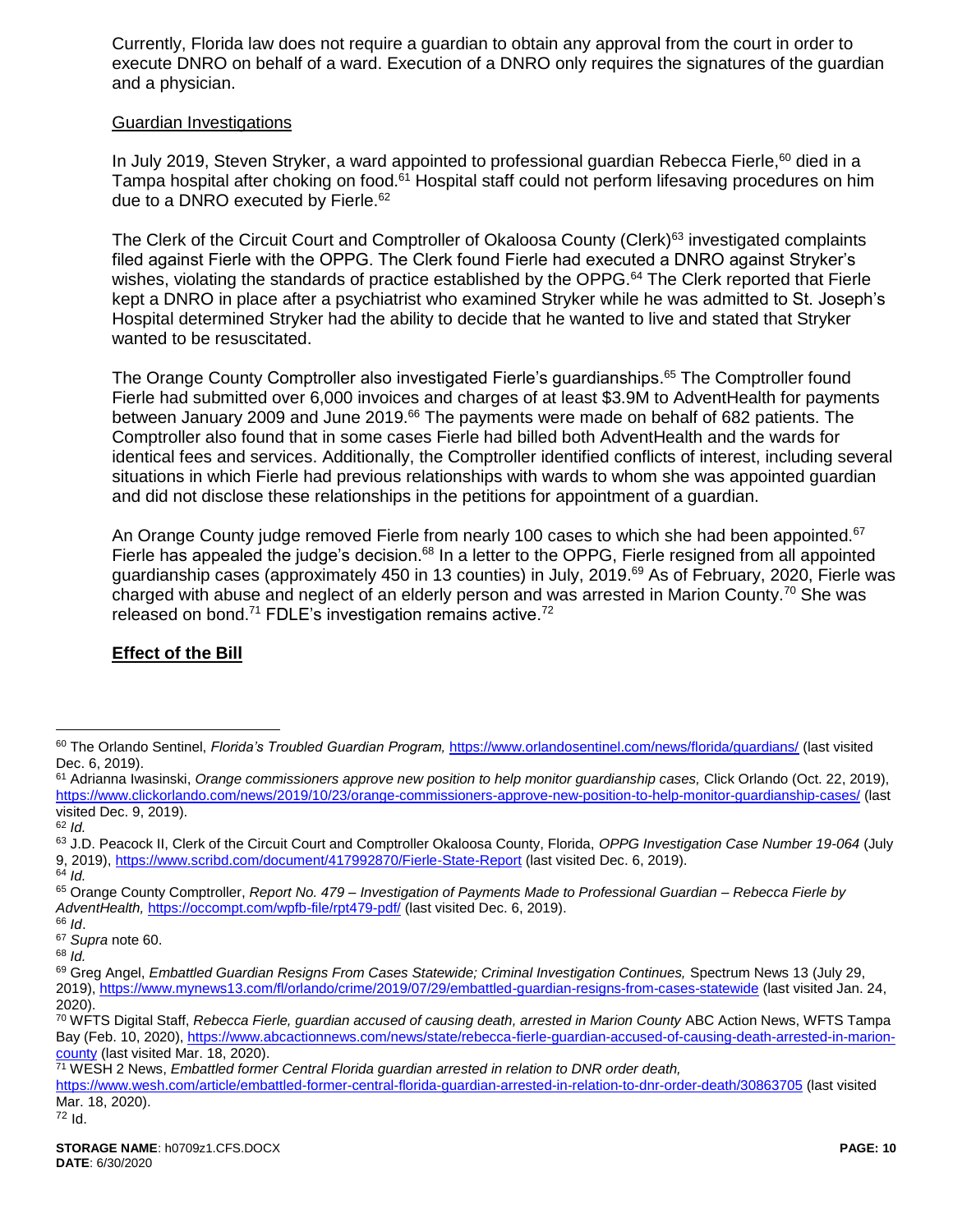Currently, Florida law does not require a guardian to obtain any approval from the court in order to execute DNRO on behalf of a ward. Execution of a DNRO only requires the signatures of the guardian and a physician.

Guardian Investigations

In July 2019, Steven Stryker, a ward appointed to professional guardian Rebecca Fierle,[60] died in a Tampa hospital after choking on food.[61] Hospital staff could not perform lifesaving procedures on him due to a DNRO executed by Fierle.[62]

The Clerk of the Circuit Court and Comptroller of Okaloosa County (Clerk)[63] investigated complaints filed against Fierle with the OPPG. The Clerk found Fierle had executed a DNRO against Stryker's wishes, violating the standards of practice established by the OPPG.[64] The Clerk reported that Fierle kept a DNRO in place after a psychiatrist who examined Stryker while he was admitted to St. Joseph's Hospital determined Stryker had the ability to decide that he wanted to live and stated that Stryker wanted to be resuscitated.

The Orange County Comptroller also investigated Fierle's guardianships.[65] The Comptroller found Fierle had submitted over 6,000 invoices and charges of at least $3.9M to AdventHealth for payments between January 2009 and June 2019.[66] The payments were made on behalf of 682 patients. The Comptroller also found that in some cases Fierle had billed both AdventHealth and the wards for identical fees and services. Additionally, the Comptroller identified conflicts of interest, including several situations in which Fierle had previous relationships with wards to whom she was appointed guardian and did not disclose these relationships in the petitions for appointment of a guardian.

An Orange County judge removed Fierle from nearly 100 cases to which she had been appointed.[67] Fierle has appealed the judge's decision.[68] In a letter to the OPPG, Fierle resigned from all appointed guardianship cases (approximately 450 in 13 counties) in July, 2019.[69] As of February, 2020, Fierle was charged with abuse and neglect of an elderly person and was arrested in Marion County.[70] She was released on bond.[71] FDLE's investigation remains active.[72]

**Effect of the Bill**

---

[60] The Orlando Sentinel, *Florida's Troubled Guardian Program,* https://www.orlandosentinel.com/news/florida/guardians/ (last visited Dec. 6, 2019).

[61] Adrianna Iwasinski, *Orange commissioners approve new position to help monitor guardianship cases,* Click Orlando (Oct. 22, 2019), https://www.clickorlando.com/news/2019/10/23/orange-commissioners-approve-new-position-to-help-monitor-guardianship-cases/ (last visited Dec. 9, 2019).

[62] *Id.*

[63] J.D. Peacock II, Clerk of the Circuit Court and Comptroller Okaloosa County, Florida, *OPPG Investigation Case Number 19-064* (July 9, 2019), https://www.scribd.com/document/417992870/Fierle-State-Report (last visited Dec. 6, 2019).

[64] *Id.*

[65] Orange County Comptroller, *Report No. 479 – Investigation of Payments Made to Professional Guardian – Rebecca Fierle by AdventHealth,* https://occompt.com/wpfb-file/rpt479-pdf/ (last visited Dec. 6, 2019).

[66] *Id*.

[67] *Supra* note 60.

[68] *Id.*

[69] Greg Angel, *Embattled Guardian Resigns From Cases Statewide; Criminal Investigation Continues,* Spectrum News 13 (July 29, 2019), https://www.mynews13.com/fl/orlando/crime/2019/07/29/embattled-guardian-resigns-from-cases-statewide (last visited Jan. 24, 2020).

[70] WFTS Digital Staff, *Rebecca Fierle, guardian accused of causing death, arrested in Marion County* ABC Action News, WFTS Tampa Bay (Feb. 10, 2020), https://www.abcactionnews.com/news/state/rebecca-fierle-guardian-accused-of-causing-death-arrested-in-marion-county (last visited Mar. 18, 2020).

[71] WESH 2 News, *Embattled former Central Florida guardian arrested in relation to DNR order death,* https://www.wesh.com/article/embattled-former-central-florida-guardian-arrested-in-relation-to-dnr-order-death/30863705 (last visited Mar. 18, 2020).

[72] Id.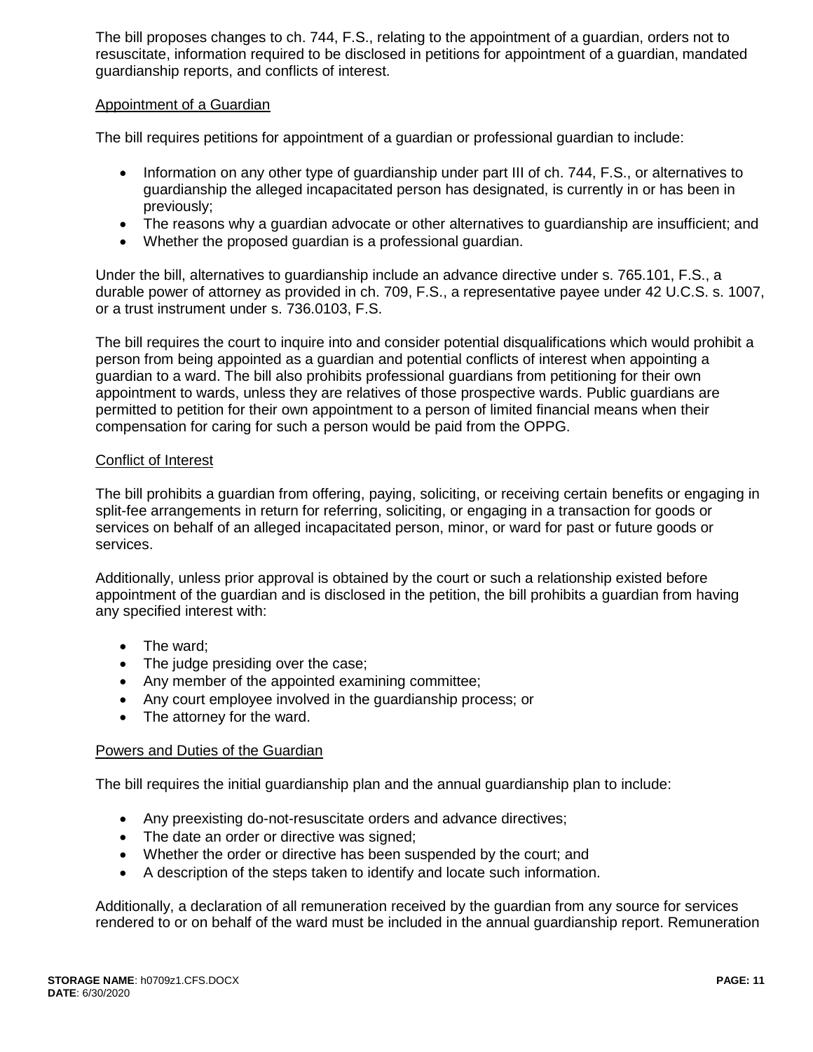The bill proposes changes to ch. 744, F.S., relating to the appointment of a guardian, orders not to resuscitate, information required to be disclosed in petitions for appointment of a guardian, mandated guardianship reports, and conflicts of interest.

Appointment of a Guardian

The bill requires petitions for appointment of a guardian or professional guardian to include:

- Information on any other type of guardianship under part III of ch. 744, F.S., or alternatives to guardianship the alleged incapacitated person has designated, is currently in or has been in previously;
- The reasons why a guardian advocate or other alternatives to guardianship are insufficient; and
- Whether the proposed guardian is a professional guardian.

Under the bill, alternatives to guardianship include an advance directive under s. 765.101, F.S., a durable power of attorney as provided in ch. 709, F.S., a representative payee under 42 U.C.S. s. 1007, or a trust instrument under s. 736.0103, F.S.

The bill requires the court to inquire into and consider potential disqualifications which would prohibit a person from being appointed as a guardian and potential conflicts of interest when appointing a guardian to a ward. The bill also prohibits professional guardians from petitioning for their own appointment to wards, unless they are relatives of those prospective wards. Public guardians are permitted to petition for their own appointment to a person of limited financial means when their compensation for caring for such a person would be paid from the OPPG.

Conflict of Interest

The bill prohibits a guardian from offering, paying, soliciting, or receiving certain benefits or engaging in split-fee arrangements in return for referring, soliciting, or engaging in a transaction for goods or services on behalf of an alleged incapacitated person, minor, or ward for past or future goods or services.

Additionally, unless prior approval is obtained by the court or such a relationship existed before appointment of the guardian and is disclosed in the petition, the bill prohibits a guardian from having any specified interest with:

- The ward;
- The judge presiding over the case;
- Any member of the appointed examining committee;
- Any court employee involved in the guardianship process; or
- The attorney for the ward.

Powers and Duties of the Guardian

The bill requires the initial guardianship plan and the annual guardianship plan to include:

- Any preexisting do-not-resuscitate orders and advance directives;
- The date an order or directive was signed;
- Whether the order or directive has been suspended by the court; and
- A description of the steps taken to identify and locate such information.

Additionally, a declaration of all remuneration received by the guardian from any source for services rendered to or on behalf of the ward must be included in the annual guardianship report. Remuneration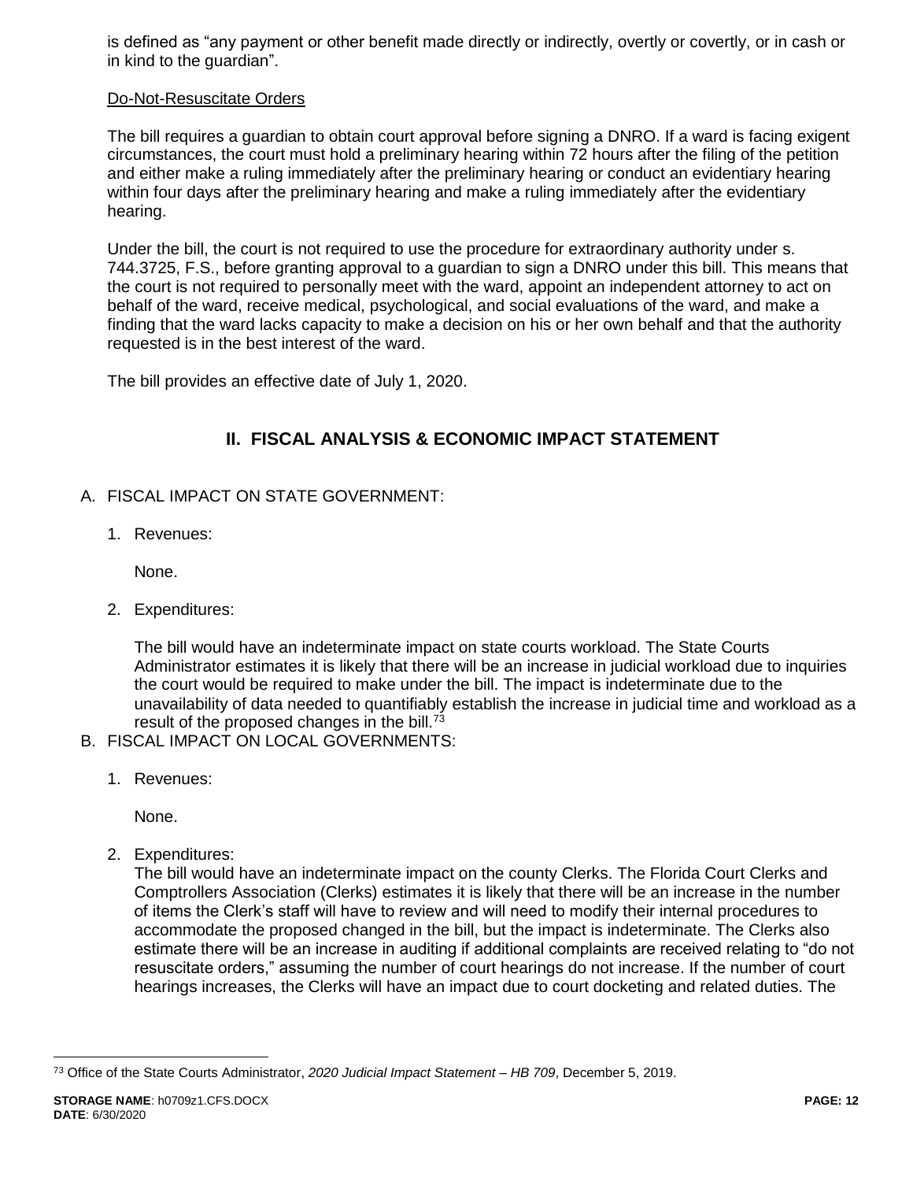is defined as "any payment or other benefit made directly or indirectly, overtly or covertly, or in cash or in kind to the guardian".

Do-Not-Resuscitate Orders

The bill requires a guardian to obtain court approval before signing a DNRO. If a ward is facing exigent circumstances, the court must hold a preliminary hearing within 72 hours after the filing of the petition and either make a ruling immediately after the preliminary hearing or conduct an evidentiary hearing within four days after the preliminary hearing and make a ruling immediately after the evidentiary hearing.

Under the bill, the court is not required to use the procedure for extraordinary authority under s. 744.3725, F.S., before granting approval to a guardian to sign a DNRO under this bill. This means that the court is not required to personally meet with the ward, appoint an independent attorney to act on behalf of the ward, receive medical, psychological, and social evaluations of the ward, and make a finding that the ward lacks capacity to make a decision on his or her own behalf and that the authority requested is in the best interest of the ward.

The bill provides an effective date of July 1, 2020.

## II. FISCAL ANALYSIS & ECONOMIC IMPACT STATEMENT

A. FISCAL IMPACT ON STATE GOVERNMENT:

1. Revenues:

   None.

2. Expenditures:

   The bill would have an indeterminate impact on state courts workload. The State Courts Administrator estimates it is likely that there will be an increase in judicial workload due to inquiries the court would be required to make under the bill. The impact is indeterminate due to the unavailability of data needed to quantifiably establish the increase in judicial time and workload as a result of the proposed changes in the bill.[73]

B. FISCAL IMPACT ON LOCAL GOVERNMENTS:

1. Revenues:

   None.

2. Expenditures:

   The bill would have an indeterminate impact on the county Clerks. The Florida Court Clerks and Comptrollers Association (Clerks) estimates it is likely that there will be an increase in the number of items the Clerk's staff will have to review and will need to modify their internal procedures to accommodate the proposed changed in the bill, but the impact is indeterminate. The Clerks also estimate there will be an increase in auditing if additional complaints are received relating to "do not resuscitate orders," assuming the number of court hearings do not increase. If the number of court hearings increases, the Clerks will have an impact due to court docketing and related duties. The

[73] Office of the State Courts Administrator, *2020 Judicial Impact Statement – HB 709*, December 5, 2019.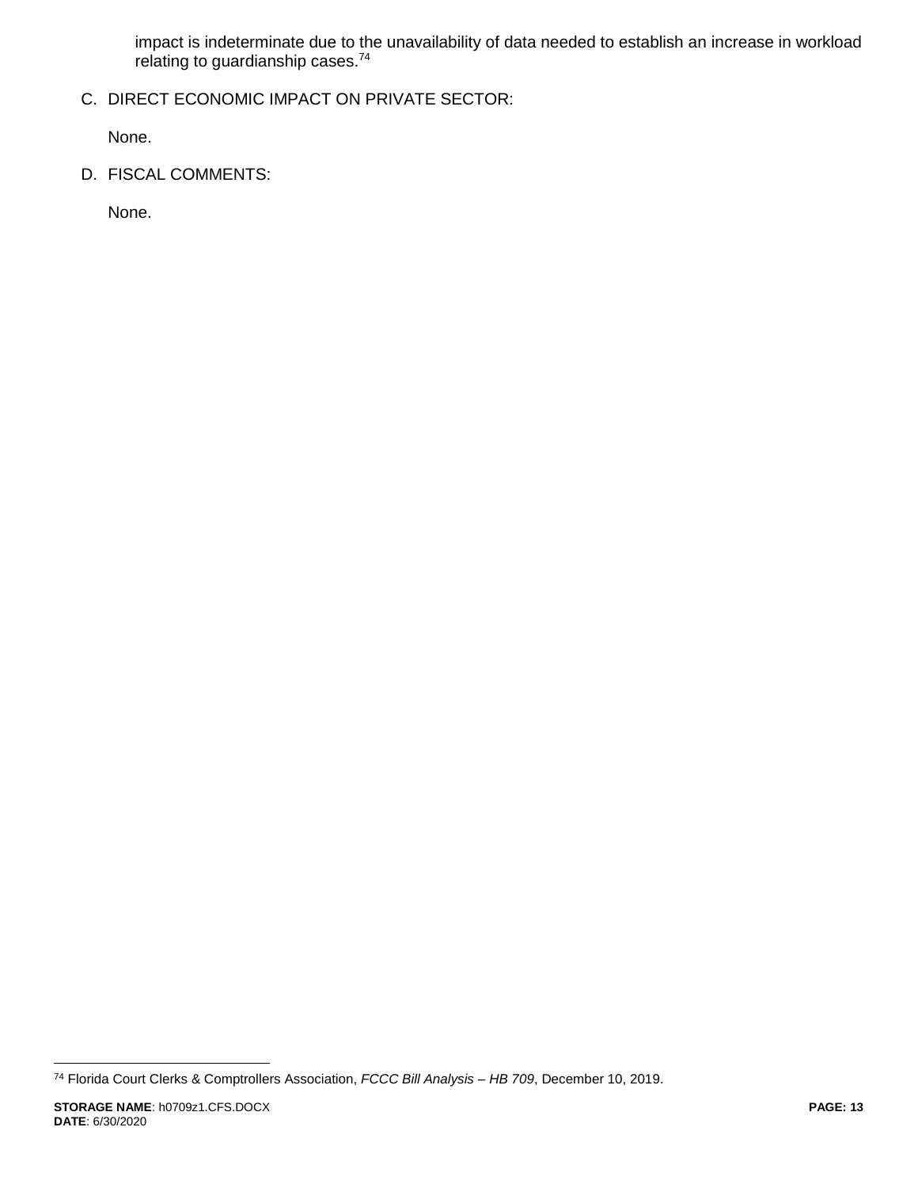impact is indeterminate due to the unavailability of data needed to establish an increase in workload relating to guardianship cases.[74]

C. DIRECT ECONOMIC IMPACT ON PRIVATE SECTOR:

None.

D. FISCAL COMMENTS:

None.

---

[74] Florida Court Clerks & Comptrollers Association, *FCCC Bill Analysis – HB 709*, December 10, 2019.